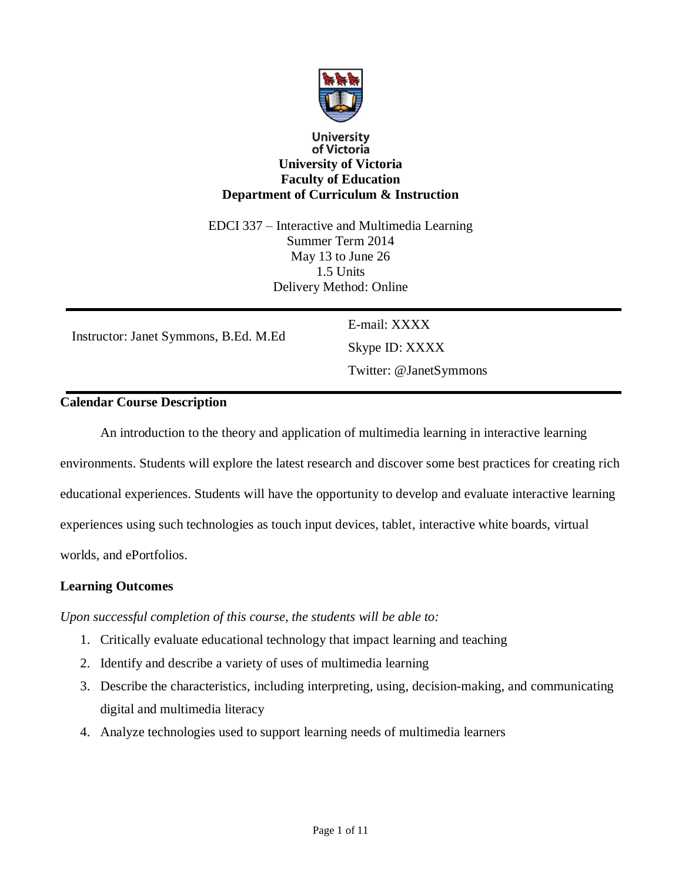University of Victoria

**University of Victoria**
**Faculty of Education**
**Department of Curriculum & Instruction**

EDCI 337 – Interactive and Multimedia Learning
Summer Term 2014
May 13 to June 26
1.5 Units
Delivery Method: Online

| Instructor: Janet Symmons, B.Ed. M.Ed | E-mail: XXXX<br>Skype ID: XXXX<br>Twitter: @JanetSymmons |
|---|---|

## Calendar Course Description

An introduction to the theory and application of multimedia learning in interactive learning environments. Students will explore the latest research and discover some best practices for creating rich educational experiences. Students will have the opportunity to develop and evaluate interactive learning experiences using such technologies as touch input devices, tablet, interactive white boards, virtual worlds, and ePortfolios.

## Learning Outcomes

*Upon successful completion of this course, the students will be able to:*

1. Critically evaluate educational technology that impact learning and teaching
2. Identify and describe a variety of uses of multimedia learning
3. Describe the characteristics, including interpreting, using, decision-making, and communicating digital and multimedia literacy
4. Analyze technologies used to support learning needs of multimedia learners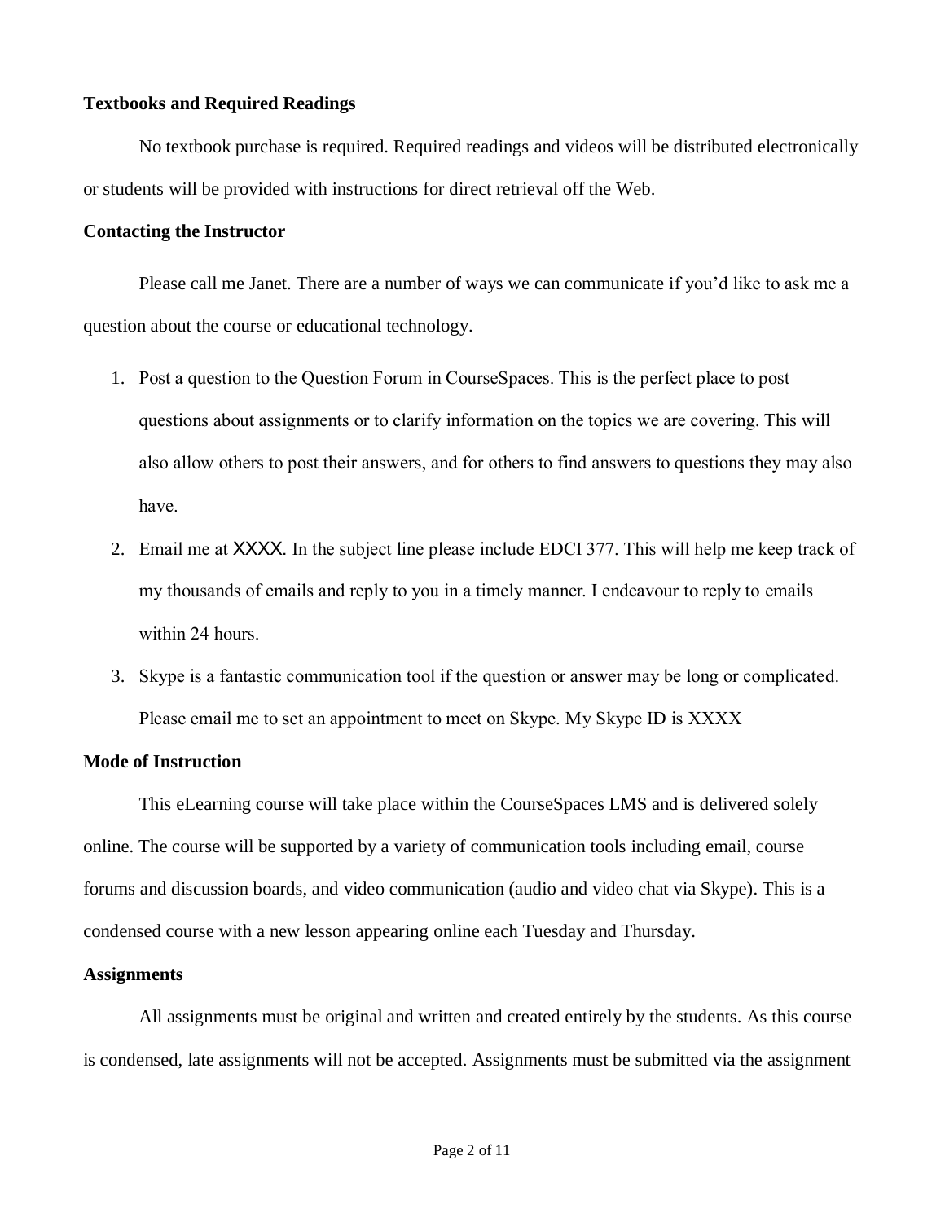**Textbooks and Required Readings**

No textbook purchase is required. Required readings and videos will be distributed electronically or students will be provided with instructions for direct retrieval off the Web.

**Contacting the Instructor**

Please call me Janet. There are a number of ways we can communicate if you'd like to ask me a question about the course or educational technology.

1. Post a question to the Question Forum in CourseSpaces. This is the perfect place to post questions about assignments or to clarify information on the topics we are covering. This will also allow others to post their answers, and for others to find answers to questions they may also have.
2. Email me at XXXX. In the subject line please include EDCI 377. This will help me keep track of my thousands of emails and reply to you in a timely manner. I endeavour to reply to emails within 24 hours.
3. Skype is a fantastic communication tool if the question or answer may be long or complicated. Please email me to set an appointment to meet on Skype. My Skype ID is XXXX

**Mode of Instruction**

This eLearning course will take place within the CourseSpaces LMS and is delivered solely online. The course will be supported by a variety of communication tools including email, course forums and discussion boards, and video communication (audio and video chat via Skype). This is a condensed course with a new lesson appearing online each Tuesday and Thursday.

**Assignments**

All assignments must be original and written and created entirely by the students. As this course is condensed, late assignments will not be accepted. Assignments must be submitted via the assignment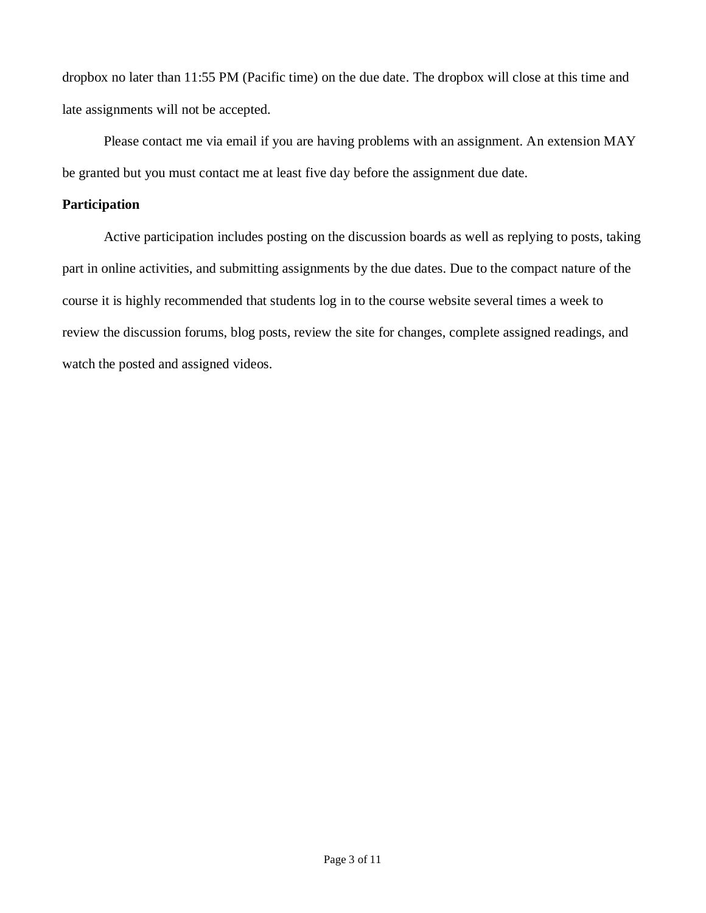dropbox no later than 11:55 PM (Pacific time) on the due date. The dropbox will close at this time and late assignments will not be accepted.

Please contact me via email if you are having problems with an assignment. An extension MAY be granted but you must contact me at least five day before the assignment due date.

**Participation**

Active participation includes posting on the discussion boards as well as replying to posts, taking part in online activities, and submitting assignments by the due dates. Due to the compact nature of the course it is highly recommended that students log in to the course website several times a week to review the discussion forums, blog posts, review the site for changes, complete assigned readings, and watch the posted and assigned videos.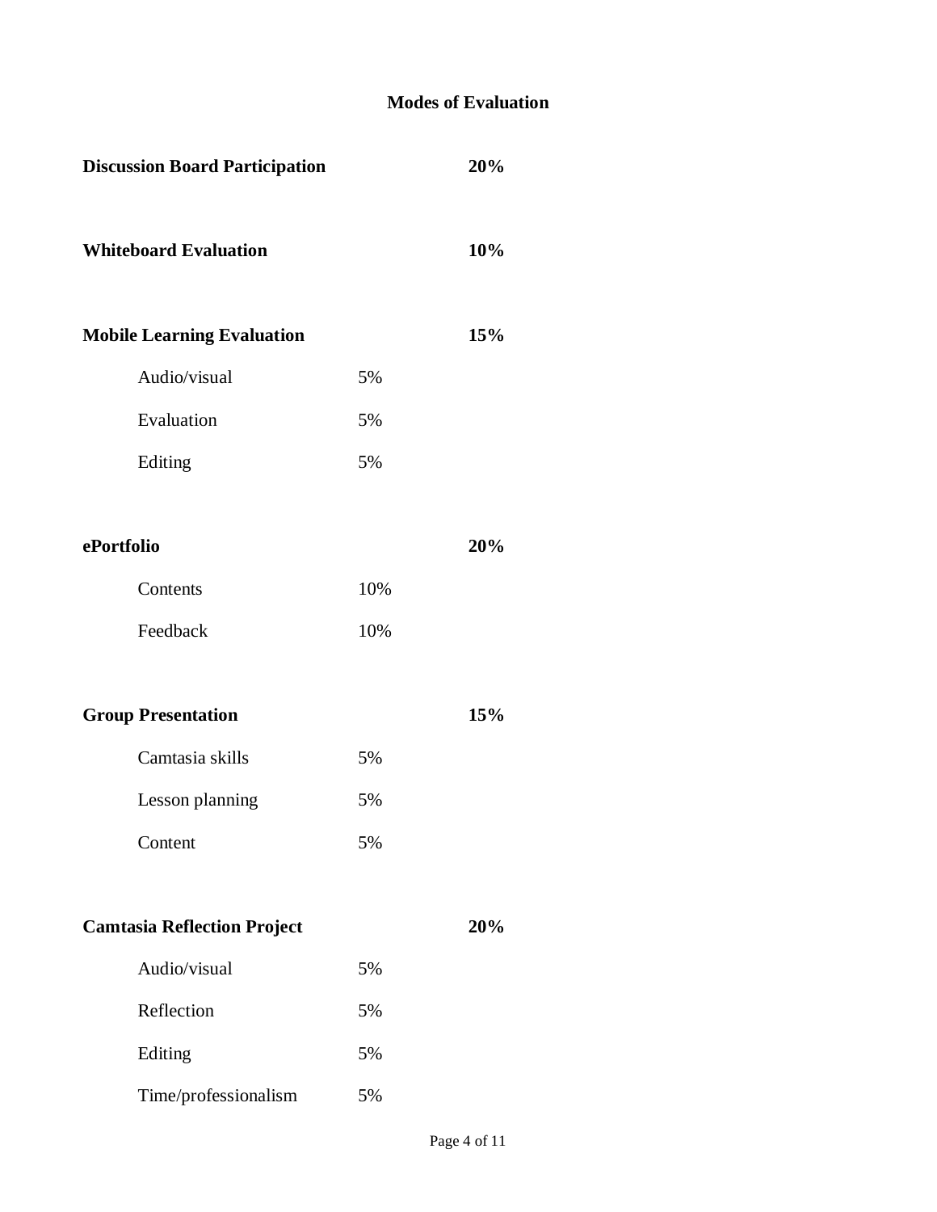## Modes of Evaluation

| | | |
|---|---|---|
| **Discussion Board Participation** | | **20%** |
| **Whiteboard Evaluation** | | **10%** |
| **Mobile Learning Evaluation** | | **15%** |
| Audio/visual | 5% | |
| Evaluation | 5% | |
| Editing | 5% | |
| **ePortfolio** | | **20%** |
| Contents | 10% | |
| Feedback | 10% | |
| **Group Presentation** | | **15%** |
| Camtasia skills | 5% | |
| Lesson planning | 5% | |
| Content | 5% | |
| **Camtasia Reflection Project** | | **20%** |
| Audio/visual | 5% | |
| Reflection | 5% | |
| Editing | 5% | |
| Time/professionalism | 5% | |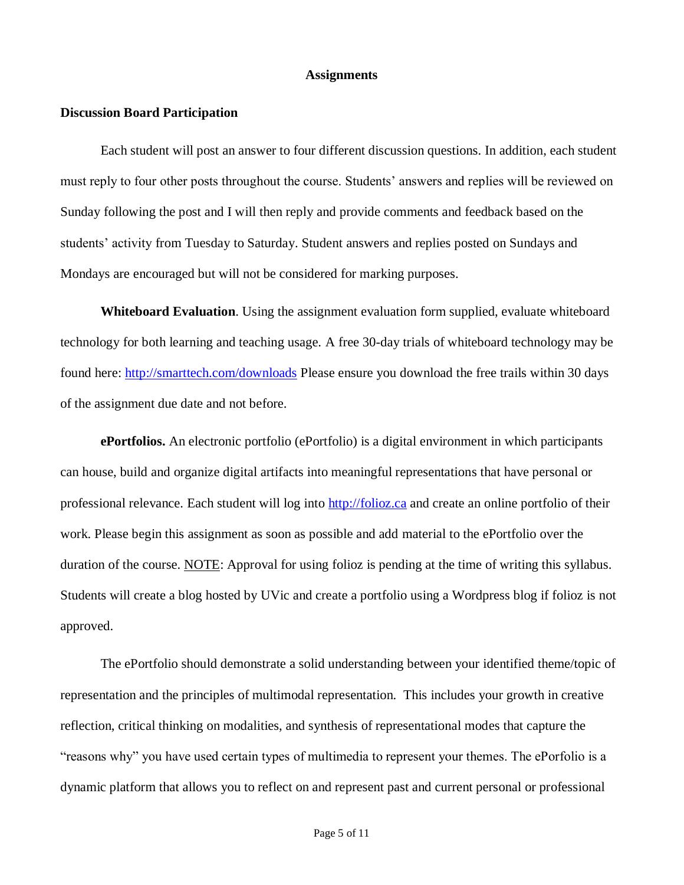## Assignments

### Discussion Board Participation

Each student will post an answer to four different discussion questions. In addition, each student must reply to four other posts throughout the course. Students' answers and replies will be reviewed on Sunday following the post and I will then reply and provide comments and feedback based on the students' activity from Tuesday to Saturday. Student answers and replies posted on Sundays and Mondays are encouraged but will not be considered for marking purposes.

**Whiteboard Evaluation**. Using the assignment evaluation form supplied, evaluate whiteboard technology for both learning and teaching usage. A free 30-day trials of whiteboard technology may be found here: [http://smarttech.com/downloads](http://smarttech.com/downloads) Please ensure you download the free trails within 30 days of the assignment due date and not before.

**ePortfolios.** An electronic portfolio (ePortfolio) is a digital environment in which participants can house, build and organize digital artifacts into meaningful representations that have personal or professional relevance. Each student will log into [http://folioz.ca](http://folioz.ca) and create an online portfolio of their work. Please begin this assignment as soon as possible and add material to the ePortfolio over the duration of the course. <u>NOTE</u>: Approval for using folioz is pending at the time of writing this syllabus. Students will create a blog hosted by UVic and create a portfolio using a Wordpress blog if folioz is not approved.

The ePortfolio should demonstrate a solid understanding between your identified theme/topic of representation and the principles of multimodal representation. This includes your growth in creative reflection, critical thinking on modalities, and synthesis of representational modes that capture the "reasons why" you have used certain types of multimedia to represent your themes. The ePorfolio is a dynamic platform that allows you to reflect on and represent past and current personal or professional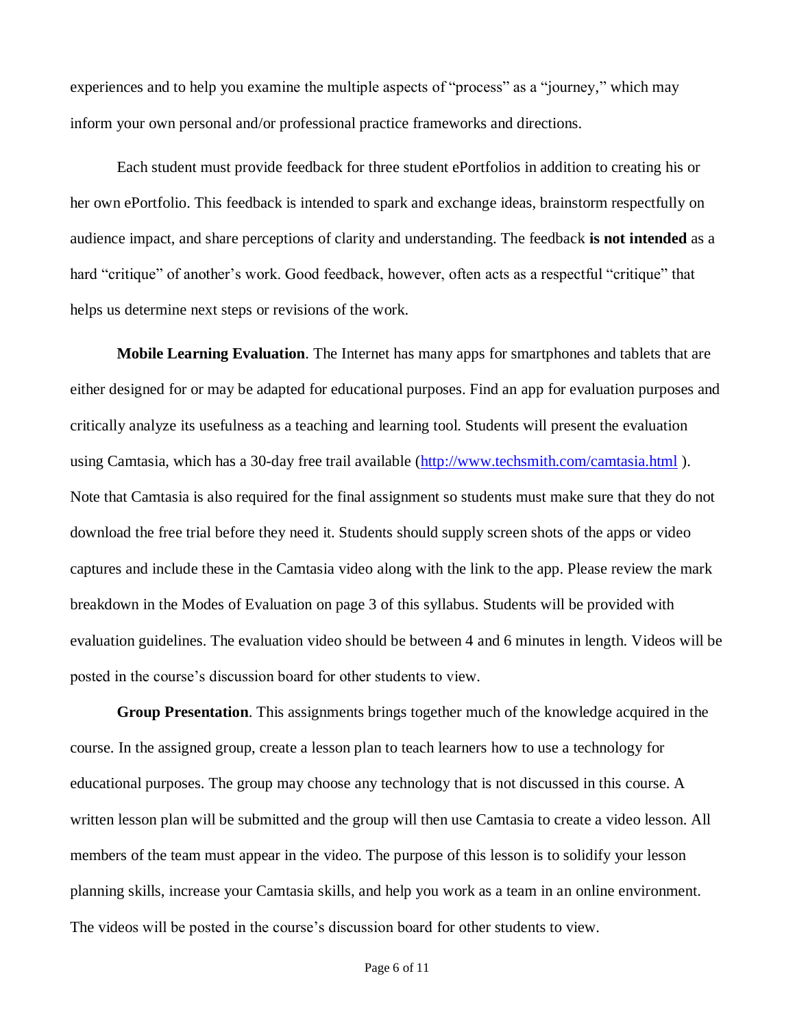experiences and to help you examine the multiple aspects of "process" as a "journey," which may inform your own personal and/or professional practice frameworks and directions.

Each student must provide feedback for three student ePortfolios in addition to creating his or her own ePortfolio. This feedback is intended to spark and exchange ideas, brainstorm respectfully on audience impact, and share perceptions of clarity and understanding. The feedback **is not intended** as a hard "critique" of another's work. Good feedback, however, often acts as a respectful "critique" that helps us determine next steps or revisions of the work.

**Mobile Learning Evaluation**. The Internet has many apps for smartphones and tablets that are either designed for or may be adapted for educational purposes. Find an app for evaluation purposes and critically analyze its usefulness as a teaching and learning tool. Students will present the evaluation using Camtasia, which has a 30-day free trail available ([http://www.techsmith.com/camtasia.html](http://www.techsmith.com/camtasia.html) ). Note that Camtasia is also required for the final assignment so students must make sure that they do not download the free trial before they need it. Students should supply screen shots of the apps or video captures and include these in the Camtasia video along with the link to the app. Please review the mark breakdown in the Modes of Evaluation on page 3 of this syllabus. Students will be provided with evaluation guidelines. The evaluation video should be between 4 and 6 minutes in length. Videos will be posted in the course's discussion board for other students to view.

**Group Presentation**. This assignments brings together much of the knowledge acquired in the course. In the assigned group, create a lesson plan to teach learners how to use a technology for educational purposes. The group may choose any technology that is not discussed in this course. A written lesson plan will be submitted and the group will then use Camtasia to create a video lesson. All members of the team must appear in the video. The purpose of this lesson is to solidify your lesson planning skills, increase your Camtasia skills, and help you work as a team in an online environment. The videos will be posted in the course's discussion board for other students to view.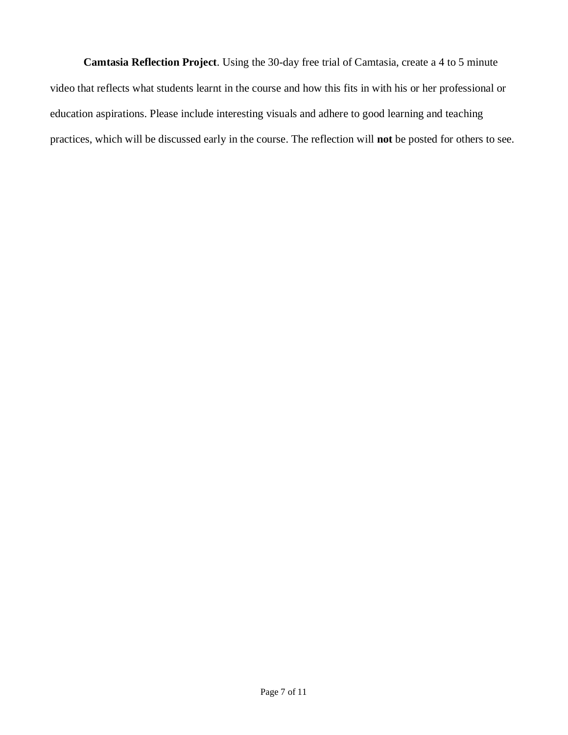**Camtasia Reflection Project**. Using the 30-day free trial of Camtasia, create a 4 to 5 minute video that reflects what students learnt in the course and how this fits in with his or her professional or education aspirations. Please include interesting visuals and adhere to good learning and teaching practices, which will be discussed early in the course. The reflection will **not** be posted for others to see.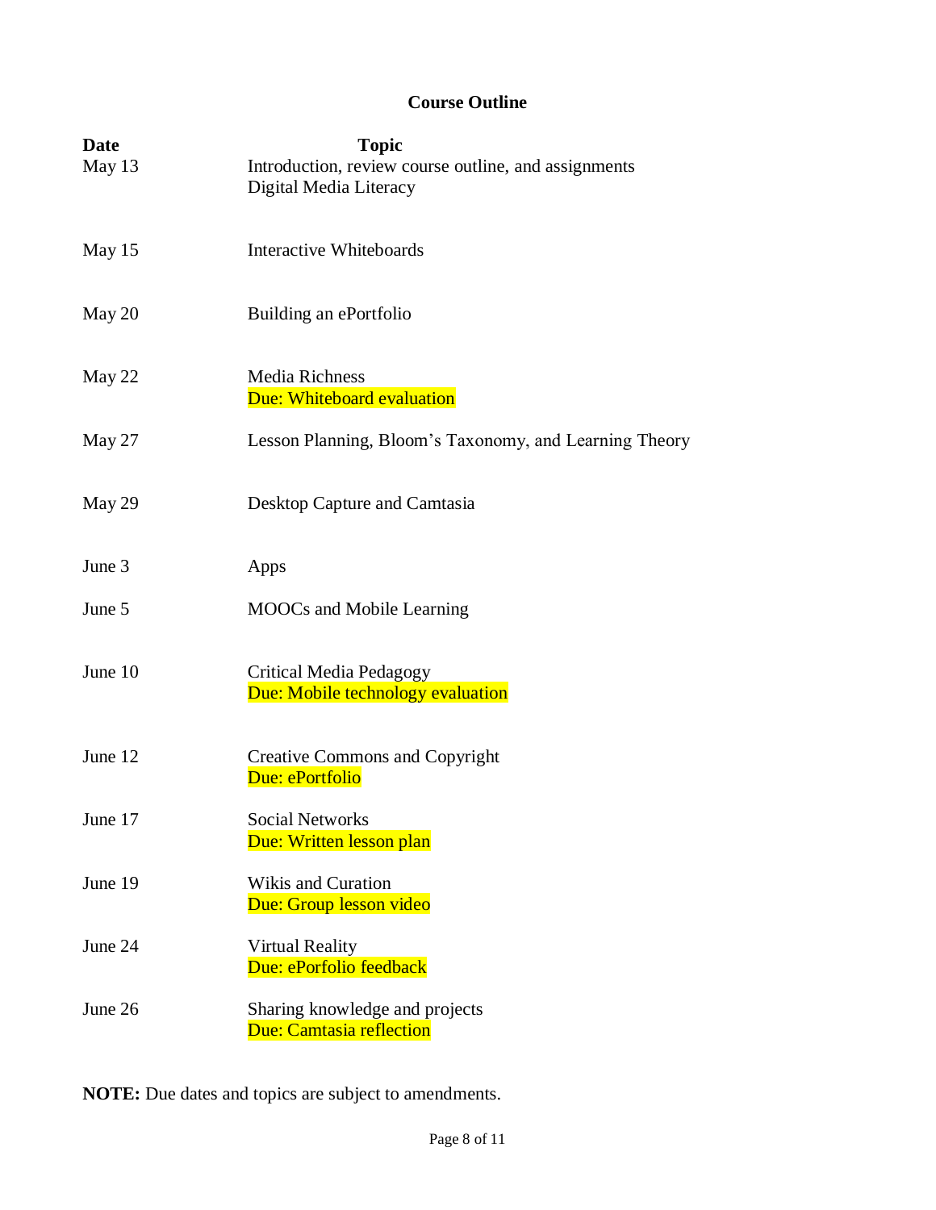## Course Outline

| Date | Topic |
| --- | --- |
| May 13 | Introduction, review course outline, and assignments<br>Digital Media Literacy |
| May 15 | Interactive Whiteboards |
| May 20 | Building an ePortfolio |
| May 22 | Media Richness<br>Due: Whiteboard evaluation |
| May 27 | Lesson Planning, Bloom's Taxonomy, and Learning Theory |
| May 29 | Desktop Capture and Camtasia |
| June 3 | Apps |
| June 5 | MOOCs and Mobile Learning |
| June 10 | Critical Media Pedagogy<br>Due: Mobile technology evaluation |
| June 12 | Creative Commons and Copyright<br>Due: ePortfolio |
| June 17 | Social Networks<br>Due: Written lesson plan |
| June 19 | Wikis and Curation<br>Due: Group lesson video |
| June 24 | Virtual Reality<br>Due: ePorfolio feedback |
| June 26 | Sharing knowledge and projects<br>Due: Camtasia reflection |

**NOTE:** Due dates and topics are subject to amendments.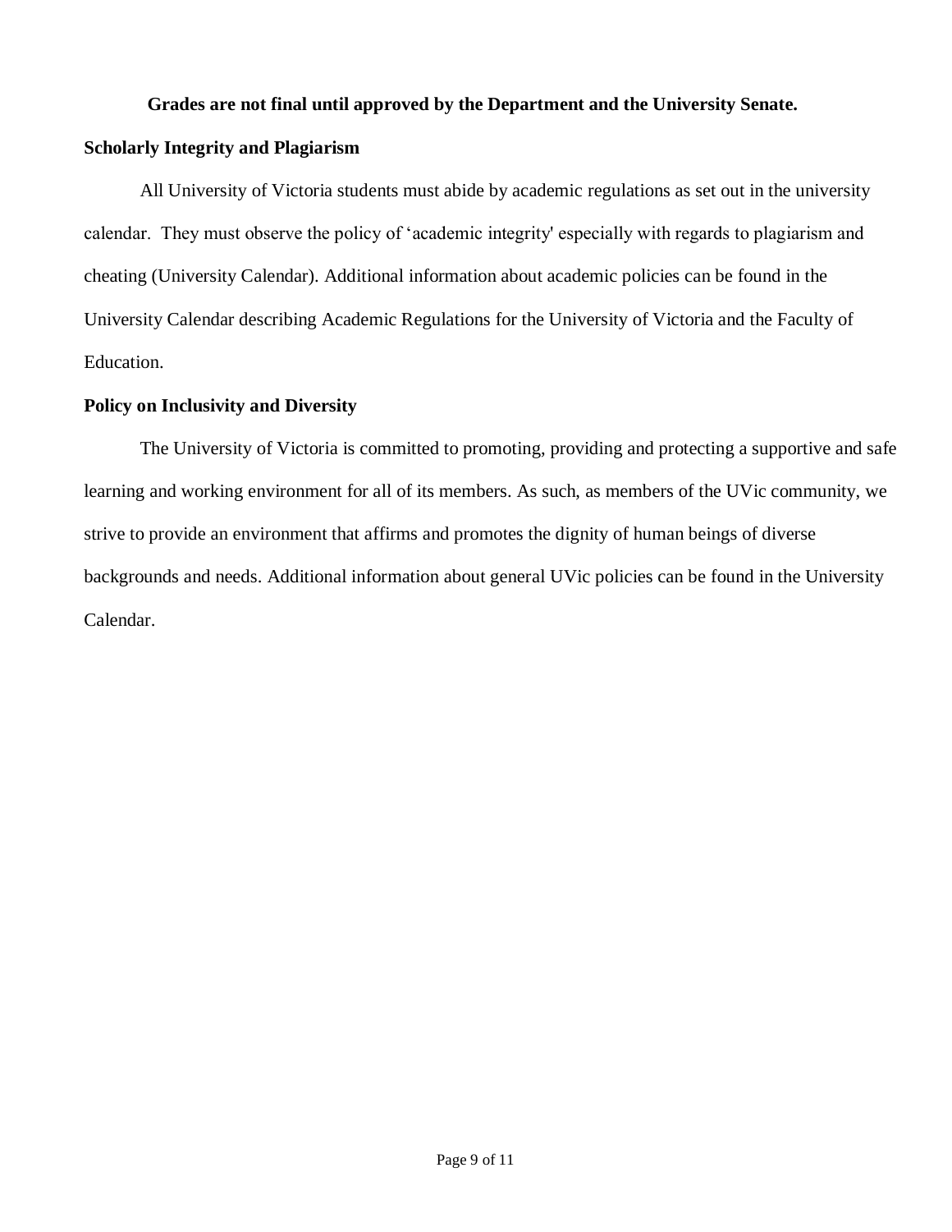**Grades are not final until approved by the Department and the University Senate.**

**Scholarly Integrity and Plagiarism**

All University of Victoria students must abide by academic regulations as set out in the university calendar. They must observe the policy of 'academic integrity' especially with regards to plagiarism and cheating (University Calendar). Additional information about academic policies can be found in the University Calendar describing Academic Regulations for the University of Victoria and the Faculty of Education.

**Policy on Inclusivity and Diversity**

The University of Victoria is committed to promoting, providing and protecting a supportive and safe learning and working environment for all of its members. As such, as members of the UVic community, we strive to provide an environment that affirms and promotes the dignity of human beings of diverse backgrounds and needs. Additional information about general UVic policies can be found in the University Calendar.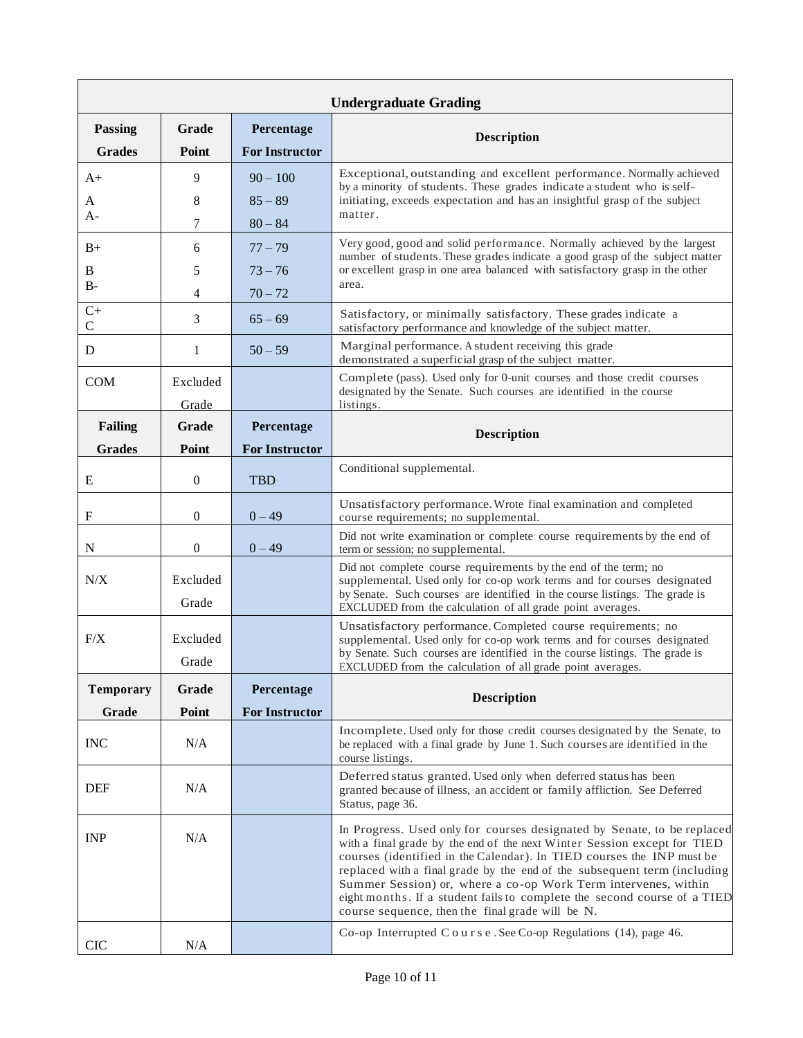| Undergraduate Grading | | | |
|---|---|---|---|
| **Passing Grades** | **Grade Point** | **Percentage For Instructor** | **Description** |
| A+<br>A<br>A- | 9<br>8<br>7 | 90 – 100<br>85 – 89<br>80 – 84 | Exceptional, outstanding and excellent performance. Normally achieved by a minority of students. These grades indicate a student who is self-initiating, exceeds expectation and has an insightful grasp of the subject matter. |
| B+<br>B<br>B- | 6<br>5<br>4 | 77 – 79<br>73 – 76<br>70 – 72 | Very good, good and solid performance. Normally achieved by the largest number of students. These grades indicate a good grasp of the subject matter or excellent grasp in one area balanced with satisfactory grasp in the other area. |
| C+<br>C | 3 | 65 – 69 | Satisfactory, or minimally satisfactory. These grades indicate a satisfactory performance and knowledge of the subject matter. |
| D | 1 | 50 – 59 | Marginal performance. A student receiving this grade demonstrated a superficial grasp of the subject matter. |
| COM | Excluded Grade | | Complete (pass). Used only for 0-unit courses and those credit courses designated by the Senate. Such courses are identified in the course listings. |
| **Failing Grades** | **Grade Point** | **Percentage For Instructor** | **Description** |
| E | 0 | TBD | Conditional supplemental. |
| F | 0 | 0 – 49 | Unsatisfactory performance. Wrote final examination and completed course requirements; no supplemental. |
| N | 0 | 0 – 49 | Did not write examination or complete course requirements by the end of term or session; no supplemental. |
| N/X | Excluded Grade | | Did not complete course requirements by the end of the term; no supplemental. Used only for co-op work terms and for courses designated by Senate. Such courses are identified in the course listings. The grade is EXCLUDED from the calculation of all grade point averages. |
| F/X | Excluded Grade | | Unsatisfactory performance. Completed course requirements; no supplemental. Used only for co-op work terms and for courses designated by Senate. Such courses are identified in the course listings. The grade is EXCLUDED from the calculation of all grade point averages. |
| **Temporary Grade** | **Grade Point** | **Percentage For Instructor** | **Description** |
| INC | N/A | | Incomplete. Used only for those credit courses designated by the Senate, to be replaced with a final grade by June 1. Such courses are identified in the course listings. |
| DEF | N/A | | Deferred status granted. Used only when deferred status has been granted because of illness, an accident or family affliction. See Deferred Status, page 36. |
| INP | N/A | | In Progress. Used only for courses designated by Senate, to be replaced with a final grade by the end of the next Winter Session except for TIED courses (identified in the Calendar). In TIED courses the INP must be replaced with a final grade by the end of the subsequent term (including Summer Session) or, where a co-op Work Term intervenes, within eight months. If a student fails to complete the second course of a TIED course sequence, then the final grade will be N. |
| CIC | N/A | | Co-op Interrupted Course. See Co-op Regulations (14), page 46. |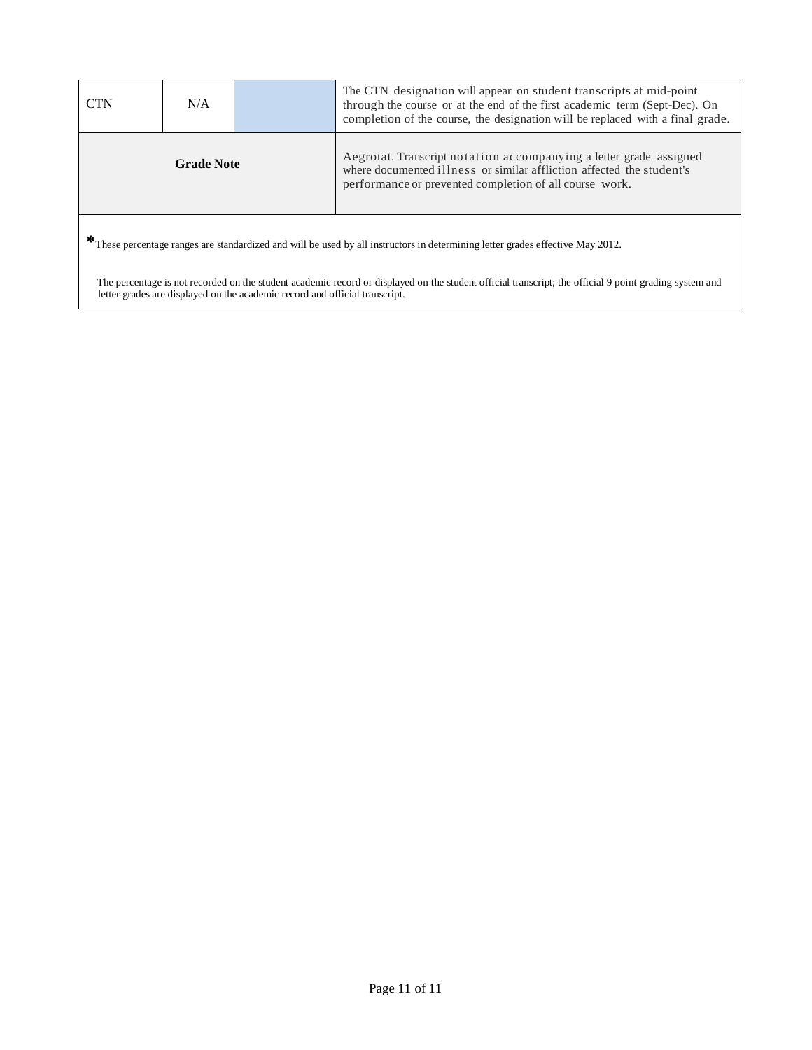| | | | |
|---|---|---|---|
| CTN | N/A | | The CTN designation will appear on student transcripts at mid-point through the course or at the end of the first academic term (Sept-Dec). On completion of the course, the designation will be replaced with a final grade. |
| **Grade Note** | | | Aegrotat. Transcript notation accompanying a letter grade assigned where documented illness or similar affliction affected the student's performance or prevented completion of all course work. |

*These percentage ranges are standardized and will be used by all instructors in determining letter grades effective May 2012.

The percentage is not recorded on the student academic record or displayed on the student official transcript; the official 9 point grading system and letter grades are displayed on the academic record and official transcript.